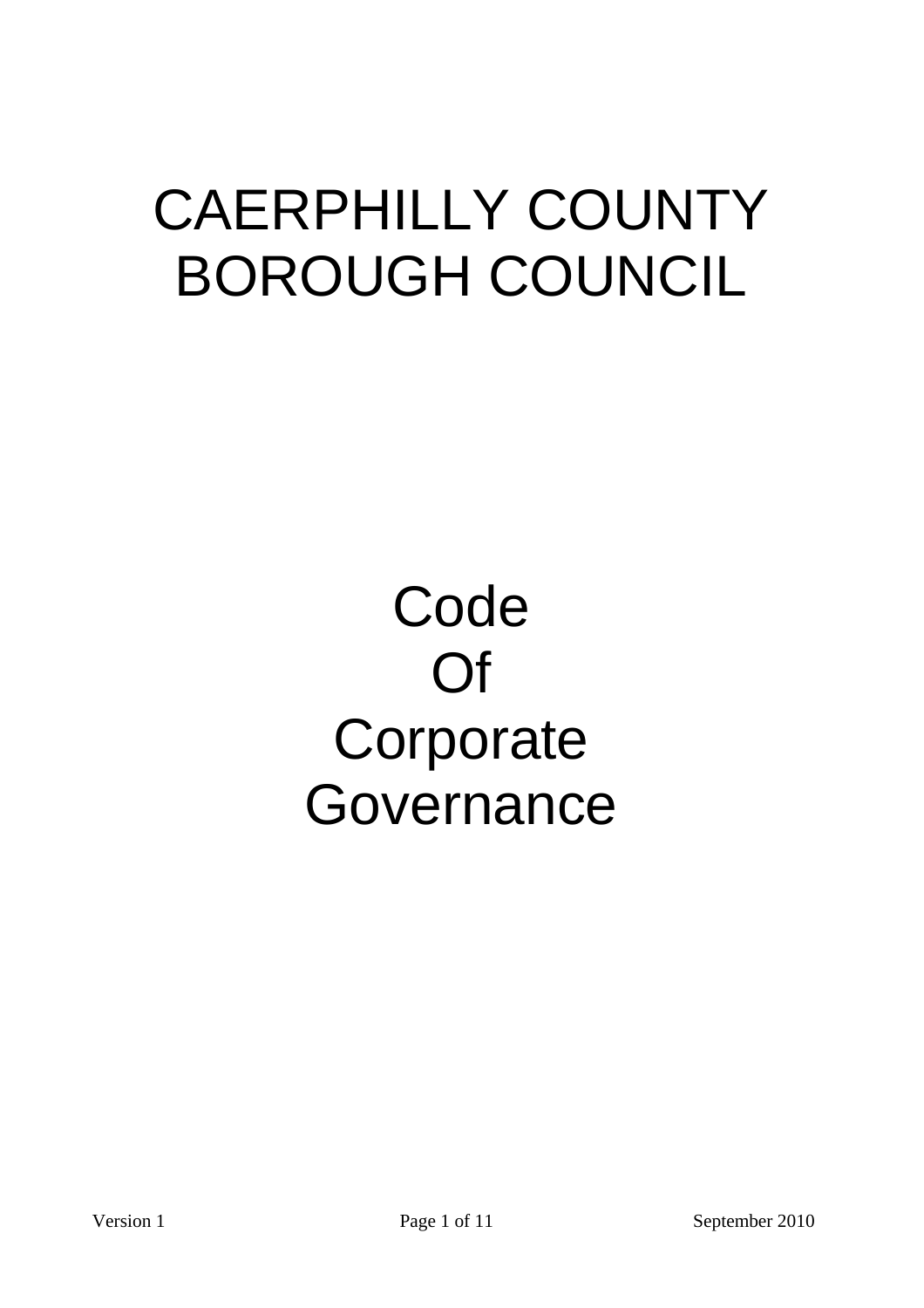# CAERPHILLY COUNTY BOROUGH COUNCIL

# Code Of Corporate Governance

Version 1 September 2010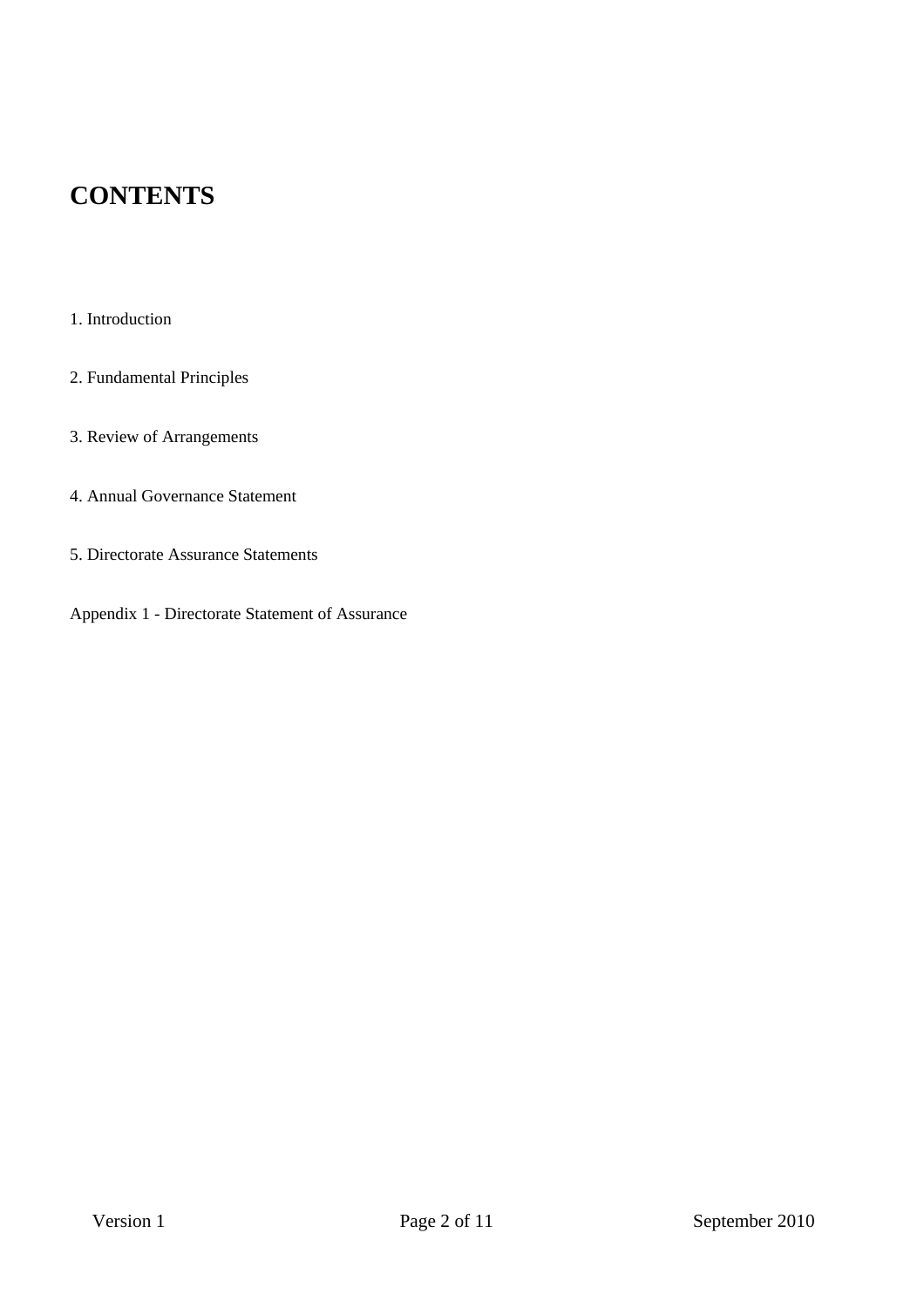# CONTENTS

1. Introduction

2. Fundamental Principles

3. Review of Arrangements

4. Annual Governance Statement

5. Directorate Assurance Statements

Appendix 1 - Directorate Statement of Assurance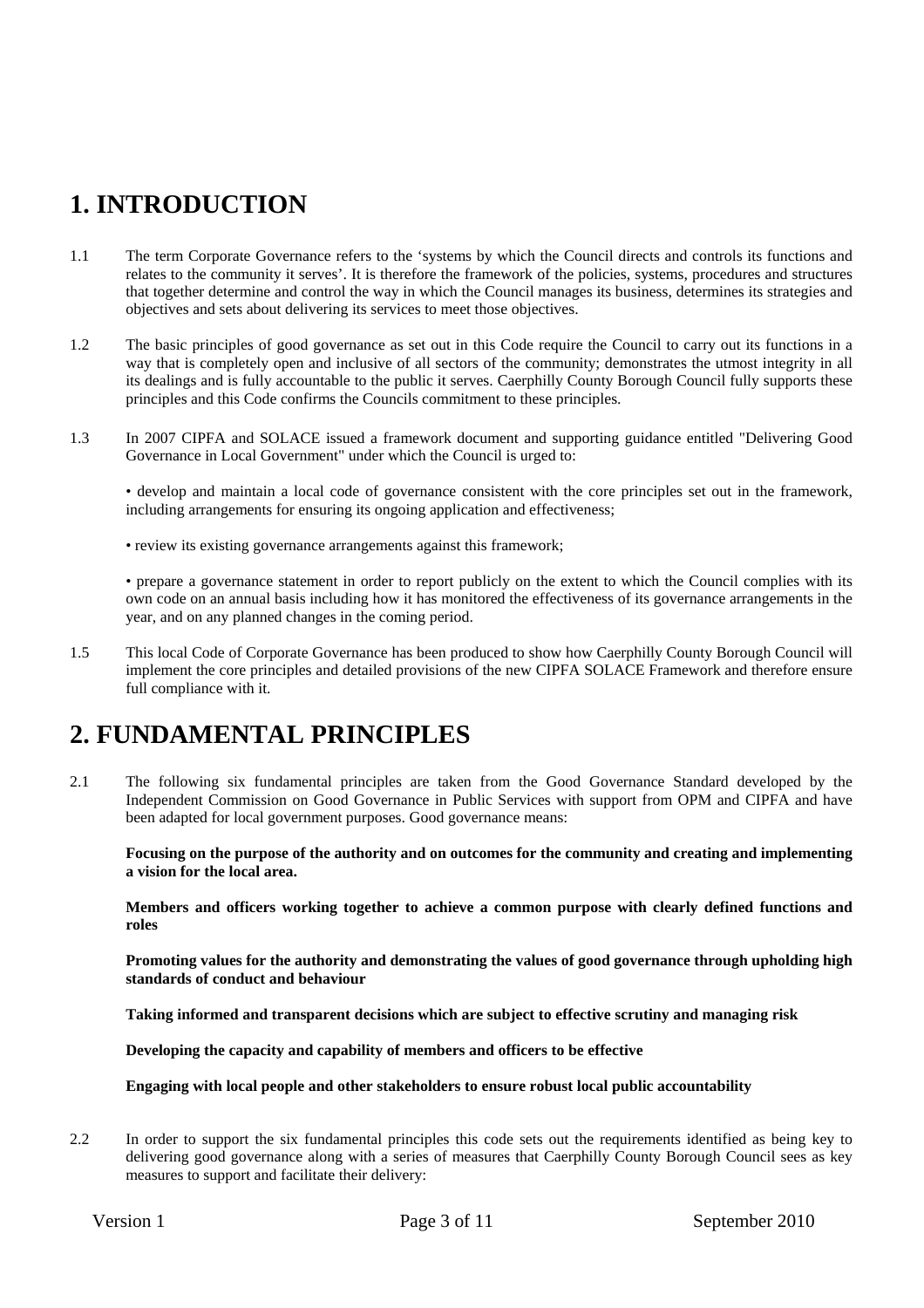# 1. INTRODUCTION

1.1 The term Corporate Governance refers to the 'systems by which the Council directs and controls its functions and relates to the community it serves'. It is therefore the framework of the policies, systems, procedures and structures that together determine and control the way in which the Council manages its business, determines its strategies and objectives and sets about delivering its services to meet those objectives.

1.2 The basic principles of good governance as set out in this Code require the Council to carry out its functions in a way that is completely open and inclusive of all sectors of the community; demonstrates the utmost integrity in all its dealings and is fully accountable to the public it serves. Caerphilly County Borough Council fully supports these principles and this Code confirms the Councils commitment to these principles.

1.3 In 2007 CIPFA and SOLACE issued a framework document and supporting guidance entitled "Delivering Good Governance in Local Government" under which the Council is urged to:

• develop and maintain a local code of governance consistent with the core principles set out in the framework, including arrangements for ensuring its ongoing application and effectiveness;

• review its existing governance arrangements against this framework;

• prepare a governance statement in order to report publicly on the extent to which the Council complies with its own code on an annual basis including how it has monitored the effectiveness of its governance arrangements in the year, and on any planned changes in the coming period.

1.5 This local Code of Corporate Governance has been produced to show how Caerphilly County Borough Council will implement the core principles and detailed provisions of the new CIPFA SOLACE Framework and therefore ensure full compliance with it.

# 2. FUNDAMENTAL PRINCIPLES

2.1 The following six fundamental principles are taken from the Good Governance Standard developed by the Independent Commission on Good Governance in Public Services with support from OPM and CIPFA and have been adapted for local government purposes. Good governance means:

**Focusing on the purpose of the authority and on outcomes for the community and creating and implementing a vision for the local area.**

**Members and officers working together to achieve a common purpose with clearly defined functions and roles**

**Promoting values for the authority and demonstrating the values of good governance through upholding high standards of conduct and behaviour**

**Taking informed and transparent decisions which are subject to effective scrutiny and managing risk**

**Developing the capacity and capability of members and officers to be effective**

**Engaging with local people and other stakeholders to ensure robust local public accountability**

2.2 In order to support the six fundamental principles this code sets out the requirements identified as being key to delivering good governance along with a series of measures that Caerphilly County Borough Council sees as key measures to support and facilitate their delivery: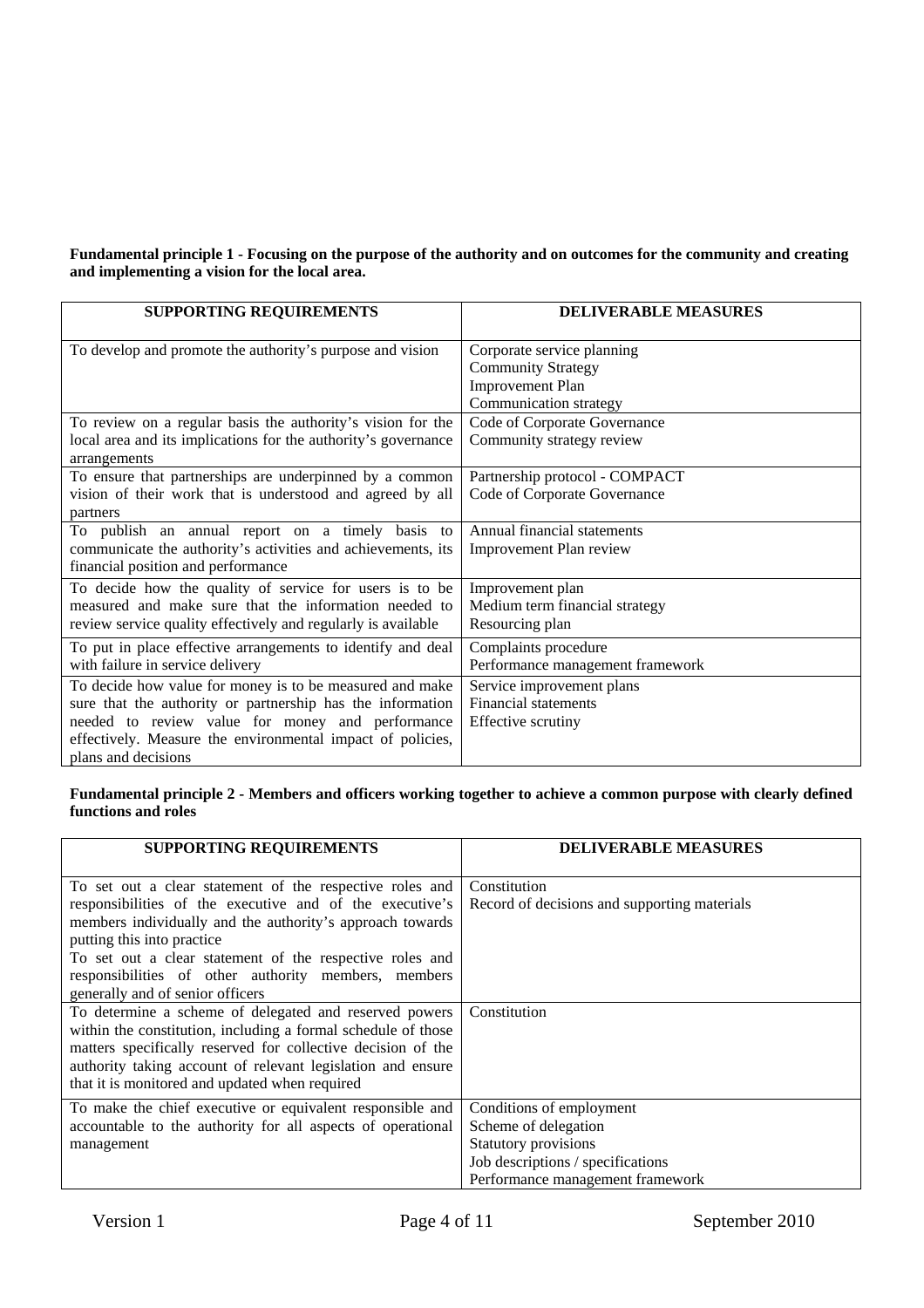**Fundamental principle 1 - Focusing on the purpose of the authority and on outcomes for the community and creating and implementing a vision for the local area.**

| SUPPORTING REQUIREMENTS | DELIVERABLE MEASURES |
|---|---|
| To develop and promote the authority's purpose and vision | Corporate service planning<br>Community Strategy<br>Improvement Plan<br>Communication strategy |
| To review on a regular basis the authority's vision for the local area and its implications for the authority's governance arrangements | Code of Corporate Governance<br>Community strategy review |
| To ensure that partnerships are underpinned by a common vision of their work that is understood and agreed by all partners | Partnership protocol - COMPACT<br>Code of Corporate Governance |
| To publish an annual report on a timely basis to communicate the authority's activities and achievements, its financial position and performance | Annual financial statements<br>Improvement Plan review |
| To decide how the quality of service for users is to be measured and make sure that the information needed to review service quality effectively and regularly is available | Improvement plan<br>Medium term financial strategy<br>Resourcing plan |
| To put in place effective arrangements to identify and deal with failure in service delivery | Complaints procedure<br>Performance management framework |
| To decide how value for money is to be measured and make sure that the authority or partnership has the information needed to review value for money and performance effectively. Measure the environmental impact of policies, plans and decisions | Service improvement plans<br>Financial statements<br>Effective scrutiny |

**Fundamental principle 2 - Members and officers working together to achieve a common purpose with clearly defined functions and roles**

| SUPPORTING REQUIREMENTS | DELIVERABLE MEASURES |
|---|---|
| To set out a clear statement of the respective roles and responsibilities of the executive and of the executive's members individually and the authority's approach towards putting this into practice<br>To set out a clear statement of the respective roles and responsibilities of other authority members, members generally and of senior officers | Constitution<br>Record of decisions and supporting materials |
| To determine a scheme of delegated and reserved powers within the constitution, including a formal schedule of those matters specifically reserved for collective decision of the authority taking account of relevant legislation and ensure that it is monitored and updated when required | Constitution |
| To make the chief executive or equivalent responsible and accountable to the authority for all aspects of operational management | Conditions of employment<br>Scheme of delegation<br>Statutory provisions<br>Job descriptions / specifications<br>Performance management framework |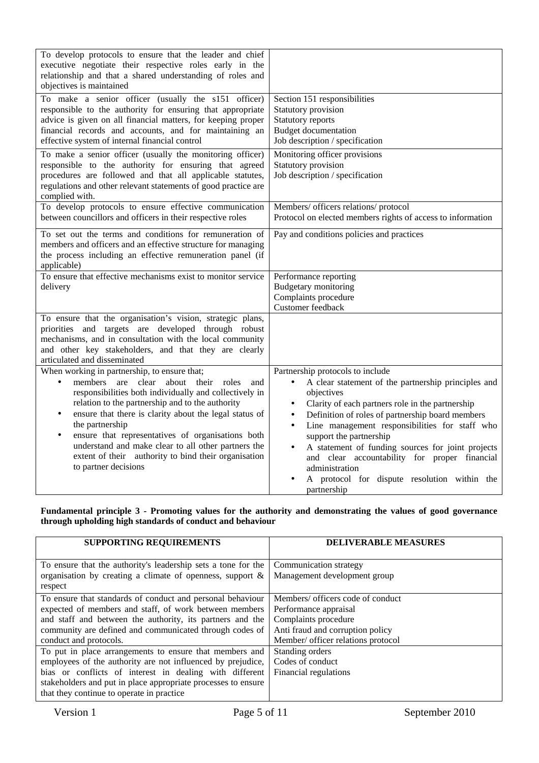| | |
|---|---|
| To develop protocols to ensure that the leader and chief executive negotiate their respective roles early in the relationship and that a shared understanding of roles and objectives is maintained | |
| To make a senior officer (usually the s151 officer) responsible to the authority for ensuring that appropriate advice is given on all financial matters, for keeping proper financial records and accounts, and for maintaining an effective system of internal financial control | Section 151 responsibilities<br>Statutory provision<br>Statutory reports<br>Budget documentation<br>Job description / specification |
| To make a senior officer (usually the monitoring officer) responsible to the authority for ensuring that agreed procedures are followed and that all applicable statutes, regulations and other relevant statements of good practice are complied with. | Monitoring officer provisions<br>Statutory provision<br>Job description / specification |
| To develop protocols to ensure effective communication between councillors and officers in their respective roles | Members/ officers relations/ protocol<br>Protocol on elected members rights of access to information |
| To set out the terms and conditions for remuneration of members and officers and an effective structure for managing the process including an effective remuneration panel (if applicable) | Pay and conditions policies and practices |
| To ensure that effective mechanisms exist to monitor service delivery | Performance reporting<br>Budgetary monitoring<br>Complaints procedure<br>Customer feedback |
| To ensure that the organisation's vision, strategic plans, priorities and targets are developed through robust mechanisms, and in consultation with the local community and other key stakeholders, and that they are clearly articulated and disseminated | |
| When working in partnership, to ensure that;<br>• members are clear about their roles and responsibilities both individually and collectively in relation to the partnership and to the authority<br>• ensure that there is clarity about the legal status of the partnership<br>• ensure that representatives of organisations both understand and make clear to all other partners the extent of their authority to bind their organisation to partner decisions | Partnership protocols to include<br>• A clear statement of the partnership principles and objectives<br>• Clarity of each partners role in the partnership<br>• Definition of roles of partnership board members<br>• Line management responsibilities for staff who support the partnership<br>• A statement of funding sources for joint projects and clear accountability for proper financial administration<br>• A protocol for dispute resolution within the partnership |

**Fundamental principle 3 - Promoting values for the authority and demonstrating the values of good governance through upholding high standards of conduct and behaviour**

| SUPPORTING REQUIREMENTS | DELIVERABLE MEASURES |
|---|---|
| To ensure that the authority's leadership sets a tone for the organisation by creating a climate of openness, support & respect | Communication strategy<br>Management development group |
| To ensure that standards of conduct and personal behaviour expected of members and staff, of work between members and staff and between the authority, its partners and the community are defined and communicated through codes of conduct and protocols. | Members/ officers code of conduct<br>Performance appraisal<br>Complaints procedure<br>Anti fraud and corruption policy<br>Member/ officer relations protocol |
| To put in place arrangements to ensure that members and employees of the authority are not influenced by prejudice, bias or conflicts of interest in dealing with different stakeholders and put in place appropriate processes to ensure that they continue to operate in practice | Standing orders<br>Codes of conduct<br>Financial regulations |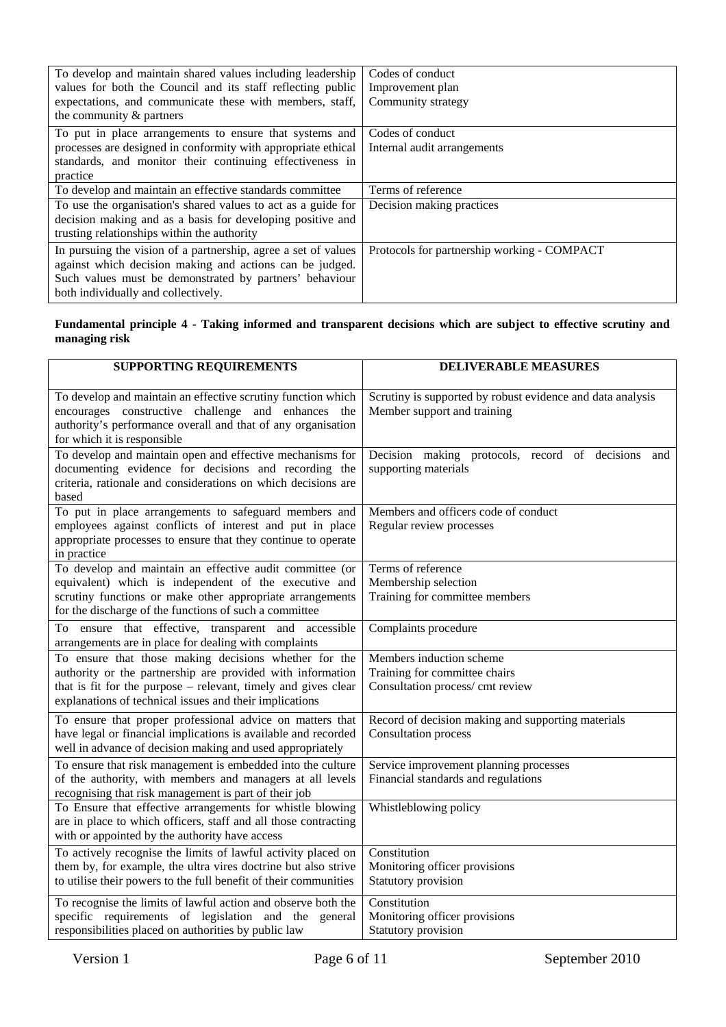| | |
|---|---|
| To develop and maintain shared values including leadership values for both the Council and its staff reflecting public expectations, and communicate these with members, staff, the community & partners | Codes of conduct<br>Improvement plan<br>Community strategy |
| To put in place arrangements to ensure that systems and processes are designed in conformity with appropriate ethical standards, and monitor their continuing effectiveness in practice | Codes of conduct<br>Internal audit arrangements |
| To develop and maintain an effective standards committee | Terms of reference |
| To use the organisation's shared values to act as a guide for decision making and as a basis for developing positive and trusting relationships within the authority | Decision making practices |
| In pursuing the vision of a partnership, agree a set of values against which decision making and actions can be judged. Such values must be demonstrated by partners' behaviour both individually and collectively. | Protocols for partnership working - COMPACT |

**Fundamental principle 4 - Taking informed and transparent decisions which are subject to effective scrutiny and managing risk**

| SUPPORTING REQUIREMENTS | DELIVERABLE MEASURES |
|---|---|
| To develop and maintain an effective scrutiny function which encourages constructive challenge and enhances the authority's performance overall and that of any organisation for which it is responsible | Scrutiny is supported by robust evidence and data analysis<br>Member support and training |
| To develop and maintain open and effective mechanisms for documenting evidence for decisions and recording the criteria, rationale and considerations on which decisions are based | Decision making protocols, record of decisions and supporting materials |
| To put in place arrangements to safeguard members and employees against conflicts of interest and put in place appropriate processes to ensure that they continue to operate in practice | Members and officers code of conduct<br>Regular review processes |
| To develop and maintain an effective audit committee (or equivalent) which is independent of the executive and scrutiny functions or make other appropriate arrangements for the discharge of the functions of such a committee | Terms of reference<br>Membership selection<br>Training for committee members |
| To ensure that effective, transparent and accessible arrangements are in place for dealing with complaints | Complaints procedure |
| To ensure that those making decisions whether for the authority or the partnership are provided with information that is fit for the purpose – relevant, timely and gives clear explanations of technical issues and their implications | Members induction scheme<br>Training for committee chairs<br>Consultation process/ cmt review |
| To ensure that proper professional advice on matters that have legal or financial implications is available and recorded well in advance of decision making and used appropriately | Record of decision making and supporting materials<br>Consultation process |
| To ensure that risk management is embedded into the culture of the authority, with members and managers at all levels recognising that risk management is part of their job | Service improvement planning processes<br>Financial standards and regulations |
| To Ensure that effective arrangements for whistle blowing are in place to which officers, staff and all those contracting with or appointed by the authority have access | Whistleblowing policy |
| To actively recognise the limits of lawful activity placed on them by, for example, the ultra vires doctrine but also strive to utilise their powers to the full benefit of their communities | Constitution<br>Monitoring officer provisions<br>Statutory provision |
| To recognise the limits of lawful action and observe both the specific requirements of legislation and the general responsibilities placed on authorities by public law | Constitution<br>Monitoring officer provisions<br>Statutory provision |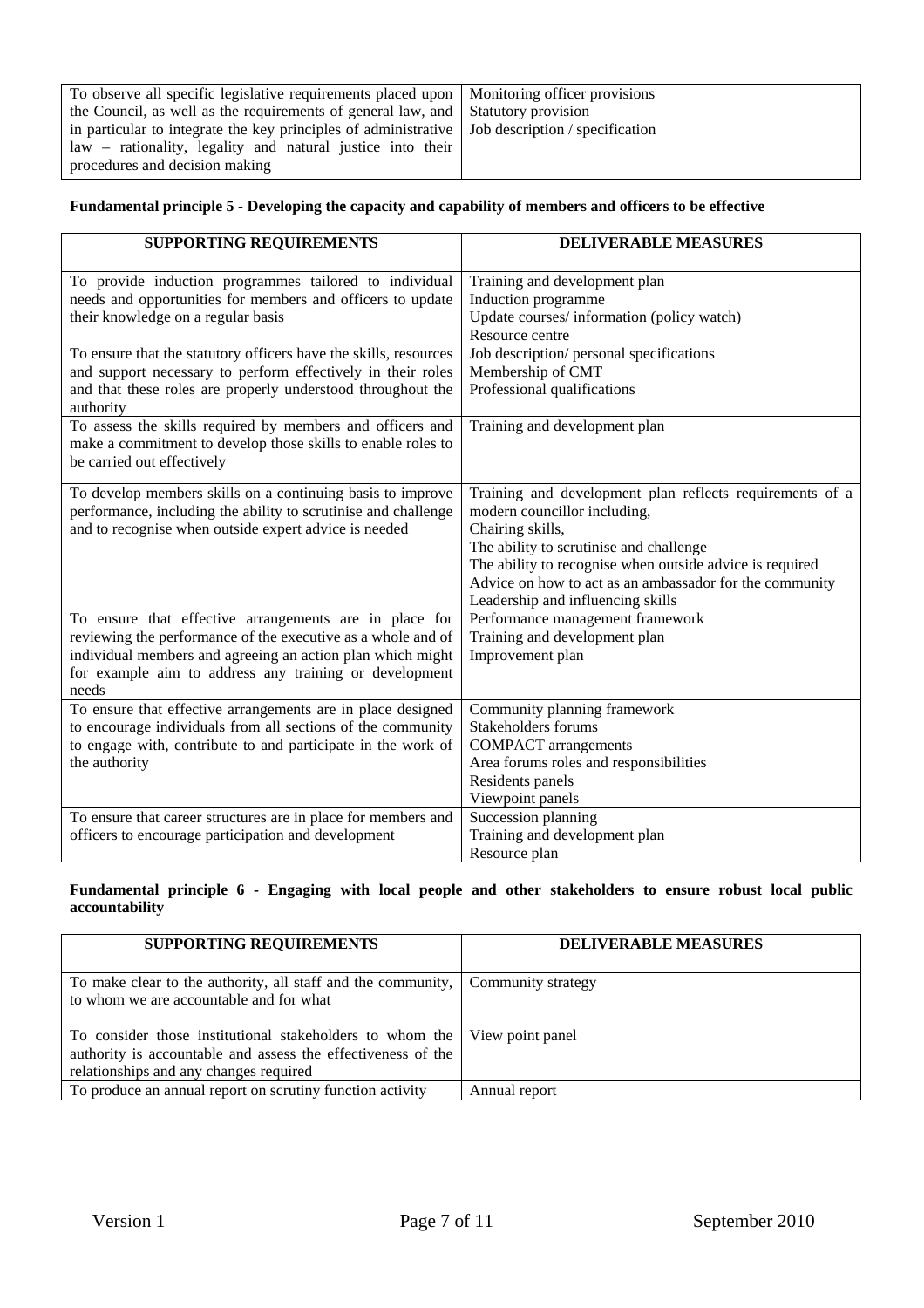| | |
|---|---|
| To observe all specific legislative requirements placed upon the Council, as well as the requirements of general law, and in particular to integrate the key principles of administrative law – rationality, legality and natural justice into their procedures and decision making | Monitoring officer provisions<br>Statutory provision<br>Job description / specification |

**Fundamental principle 5 - Developing the capacity and capability of members and officers to be effective**

| SUPPORTING REQUIREMENTS | DELIVERABLE MEASURES |
|---|---|
| To provide induction programmes tailored to individual needs and opportunities for members and officers to update their knowledge on a regular basis | Training and development plan<br>Induction programme<br>Update courses/ information (policy watch)<br>Resource centre |
| To ensure that the statutory officers have the skills, resources and support necessary to perform effectively in their roles and that these roles are properly understood throughout the authority | Job description/ personal specifications<br>Membership of CMT<br>Professional qualifications |
| To assess the skills required by members and officers and make a commitment to develop those skills to enable roles to be carried out effectively | Training and development plan |
| To develop members skills on a continuing basis to improve performance, including the ability to scrutinise and challenge and to recognise when outside expert advice is needed | Training and development plan reflects requirements of a modern councillor including,<br>Chairing skills,<br>The ability to scrutinise and challenge<br>The ability to recognise when outside advice is required<br>Advice on how to act as an ambassador for the community<br>Leadership and influencing skills |
| To ensure that effective arrangements are in place for reviewing the performance of the executive as a whole and of individual members and agreeing an action plan which might for example aim to address any training or development needs | Performance management framework<br>Training and development plan<br>Improvement plan |
| To ensure that effective arrangements are in place designed to encourage individuals from all sections of the community to engage with, contribute to and participate in the work of the authority | Community planning framework<br>Stakeholders forums<br>COMPACT arrangements<br>Area forums roles and responsibilities<br>Residents panels<br>Viewpoint panels |
| To ensure that career structures are in place for members and officers to encourage participation and development | Succession planning<br>Training and development plan<br>Resource plan |

**Fundamental principle 6 - Engaging with local people and other stakeholders to ensure robust local public accountability**

| SUPPORTING REQUIREMENTS | DELIVERABLE MEASURES |
|---|---|
| To make clear to the authority, all staff and the community, to whom we are accountable and for what | Community strategy |
| To consider those institutional stakeholders to whom the authority is accountable and assess the effectiveness of the relationships and any changes required | View point panel |
| To produce an annual report on scrutiny function activity | Annual report |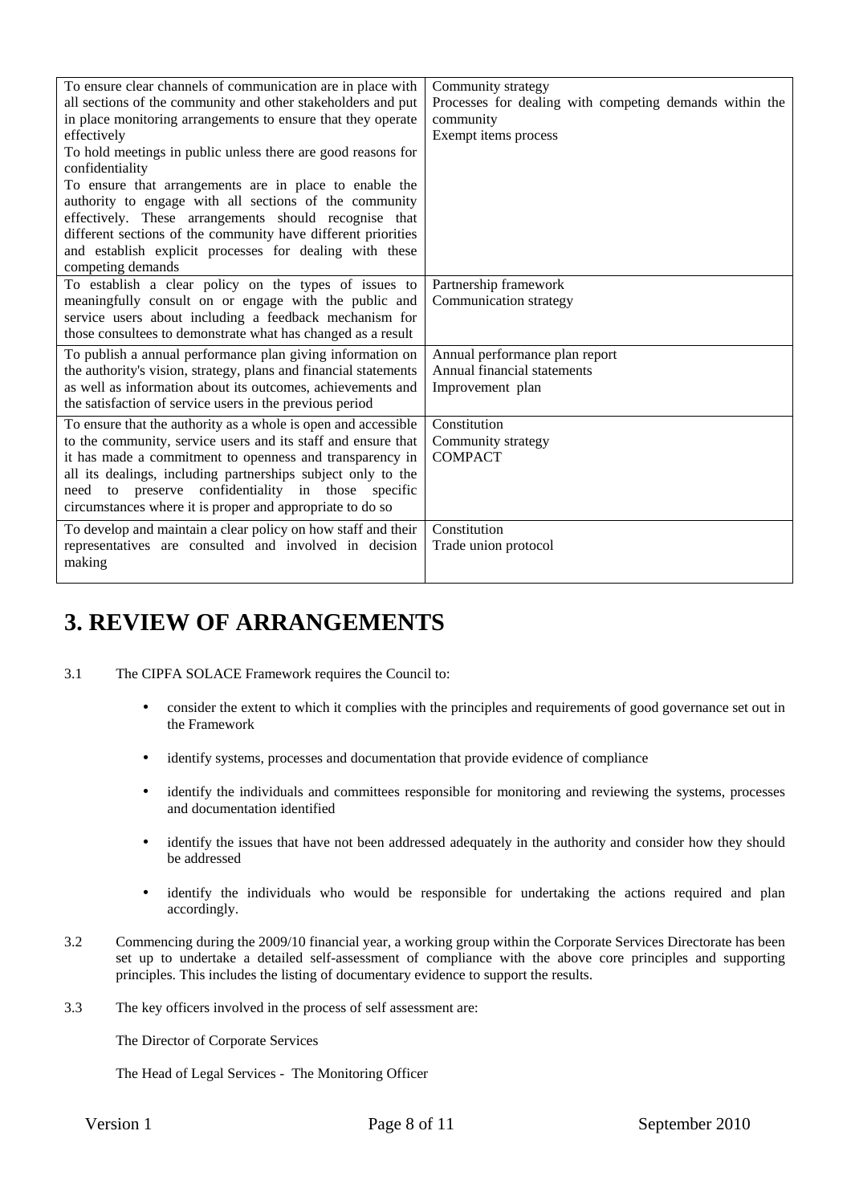| | |
|---|---|
| To ensure clear channels of communication are in place with all sections of the community and other stakeholders and put in place monitoring arrangements to ensure that they operate effectively<br>To hold meetings in public unless there are good reasons for confidentiality<br>To ensure that arrangements are in place to enable the authority to engage with all sections of the community effectively. These arrangements should recognise that different sections of the community have different priorities and establish explicit processes for dealing with these competing demands | Community strategy<br>Processes for dealing with competing demands within the community<br>Exempt items process |
| To establish a clear policy on the types of issues to meaningfully consult on or engage with the public and service users about including a feedback mechanism for those consultees to demonstrate what has changed as a result | Partnership framework<br>Communication strategy |
| To publish a annual performance plan giving information on the authority's vision, strategy, plans and financial statements as well as information about its outcomes, achievements and the satisfaction of service users in the previous period | Annual performance plan report<br>Annual financial statements<br>Improvement plan |
| To ensure that the authority as a whole is open and accessible to the community, service users and its staff and ensure that it has made a commitment to openness and transparency in all its dealings, including partnerships subject only to the need to preserve confidentiality in those specific circumstances where it is proper and appropriate to do so | Constitution<br>Community strategy<br>COMPACT |
| To develop and maintain a clear policy on how staff and their representatives are consulted and involved in decision making | Constitution<br>Trade union protocol |

# 3. REVIEW OF ARRANGEMENTS

3.1 The CIPFA SOLACE Framework requires the Council to:

- consider the extent to which it complies with the principles and requirements of good governance set out in the Framework
- identify systems, processes and documentation that provide evidence of compliance
- identify the individuals and committees responsible for monitoring and reviewing the systems, processes and documentation identified
- identify the issues that have not been addressed adequately in the authority and consider how they should be addressed
- identify the individuals who would be responsible for undertaking the actions required and plan accordingly.

3.2 Commencing during the 2009/10 financial year, a working group within the Corporate Services Directorate has been set up to undertake a detailed self-assessment of compliance with the above core principles and supporting principles. This includes the listing of documentary evidence to support the results.

3.3 The key officers involved in the process of self assessment are:

The Director of Corporate Services

The Head of Legal Services - The Monitoring Officer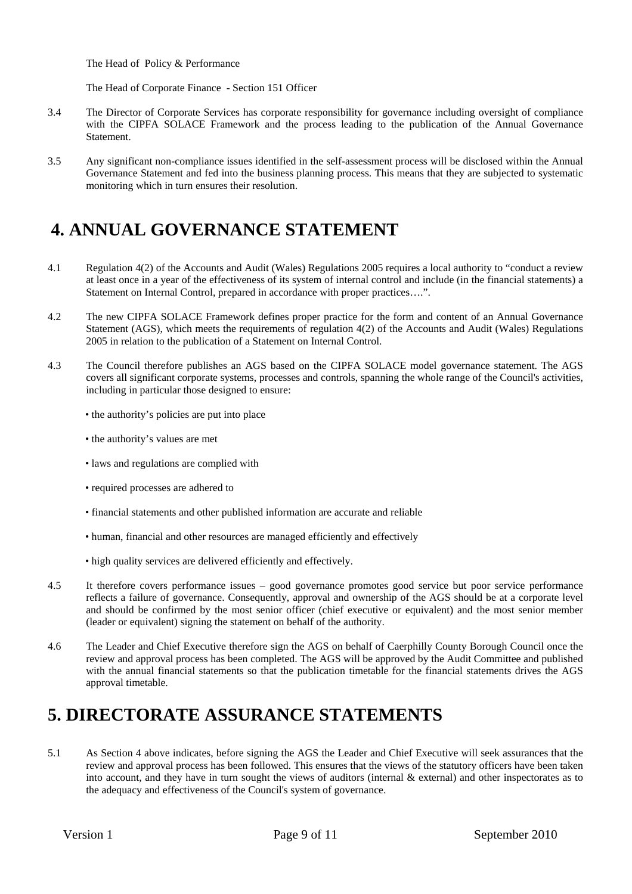The Head of Policy & Performance

The Head of Corporate Finance - Section 151 Officer

3.4 The Director of Corporate Services has corporate responsibility for governance including oversight of compliance with the CIPFA SOLACE Framework and the process leading to the publication of the Annual Governance Statement.

3.5 Any significant non-compliance issues identified in the self-assessment process will be disclosed within the Annual Governance Statement and fed into the business planning process. This means that they are subjected to systematic monitoring which in turn ensures their resolution.

# 4. ANNUAL GOVERNANCE STATEMENT

4.1 Regulation 4(2) of the Accounts and Audit (Wales) Regulations 2005 requires a local authority to "conduct a review at least once in a year of the effectiveness of its system of internal control and include (in the financial statements) a Statement on Internal Control, prepared in accordance with proper practices….".

4.2 The new CIPFA SOLACE Framework defines proper practice for the form and content of an Annual Governance Statement (AGS), which meets the requirements of regulation 4(2) of the Accounts and Audit (Wales) Regulations 2005 in relation to the publication of a Statement on Internal Control.

4.3 The Council therefore publishes an AGS based on the CIPFA SOLACE model governance statement. The AGS covers all significant corporate systems, processes and controls, spanning the whole range of the Council's activities, including in particular those designed to ensure:

- the authority's policies are put into place
- the authority's values are met
- laws and regulations are complied with
- required processes are adhered to
- financial statements and other published information are accurate and reliable
- human, financial and other resources are managed efficiently and effectively
- high quality services are delivered efficiently and effectively.

4.5 It therefore covers performance issues – good governance promotes good service but poor service performance reflects a failure of governance. Consequently, approval and ownership of the AGS should be at a corporate level and should be confirmed by the most senior officer (chief executive or equivalent) and the most senior member (leader or equivalent) signing the statement on behalf of the authority.

4.6 The Leader and Chief Executive therefore sign the AGS on behalf of Caerphilly County Borough Council once the review and approval process has been completed. The AGS will be approved by the Audit Committee and published with the annual financial statements so that the publication timetable for the financial statements drives the AGS approval timetable.

# 5. DIRECTORATE ASSURANCE STATEMENTS

5.1 As Section 4 above indicates, before signing the AGS the Leader and Chief Executive will seek assurances that the review and approval process has been followed. This ensures that the views of the statutory officers have been taken into account, and they have in turn sought the views of auditors (internal & external) and other inspectorates as to the adequacy and effectiveness of the Council's system of governance.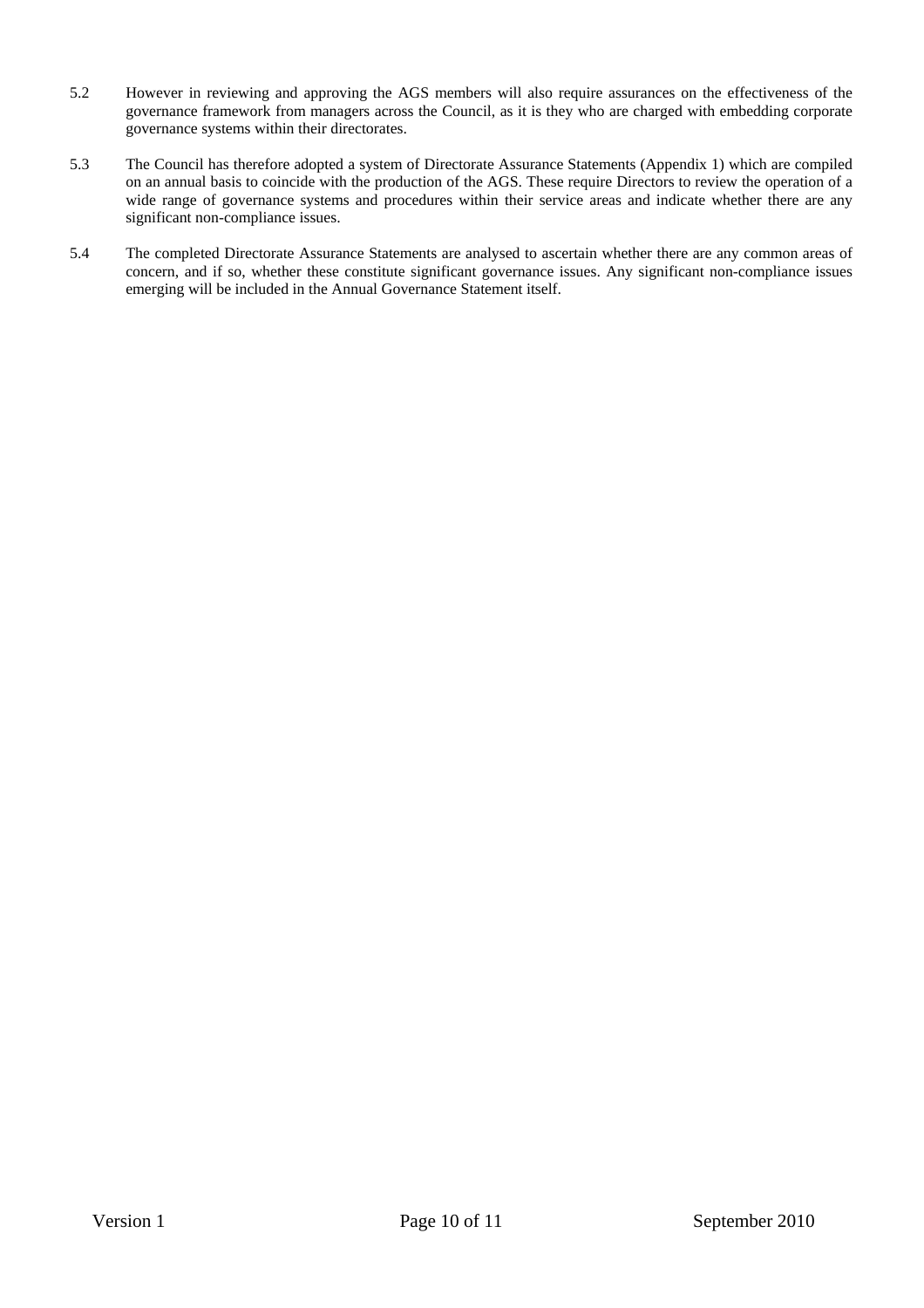5.2 However in reviewing and approving the AGS members will also require assurances on the effectiveness of the governance framework from managers across the Council, as it is they who are charged with embedding corporate governance systems within their directorates.

5.3 The Council has therefore adopted a system of Directorate Assurance Statements (Appendix 1) which are compiled on an annual basis to coincide with the production of the AGS. These require Directors to review the operation of a wide range of governance systems and procedures within their service areas and indicate whether there are any significant non-compliance issues.

5.4 The completed Directorate Assurance Statements are analysed to ascertain whether there are any common areas of concern, and if so, whether these constitute significant governance issues. Any significant non-compliance issues emerging will be included in the Annual Governance Statement itself.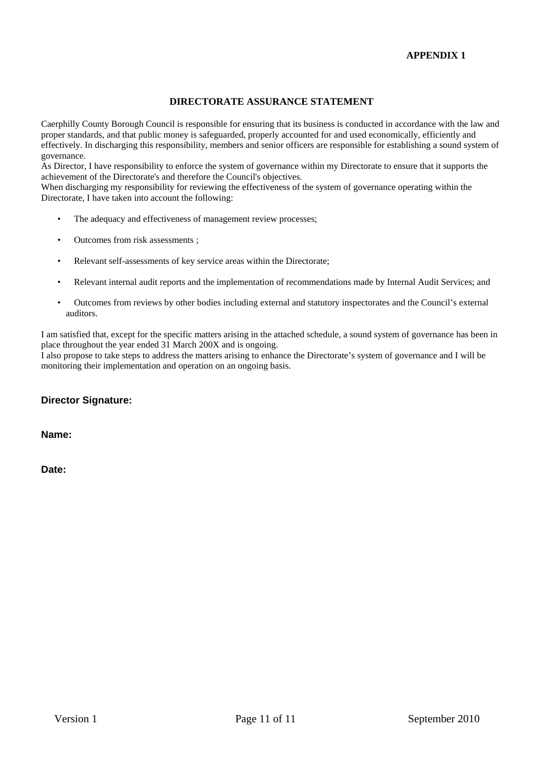**APPENDIX 1**

## DIRECTORATE ASSURANCE STATEMENT

Caerphilly County Borough Council is responsible for ensuring that its business is conducted in accordance with the law and proper standards, and that public money is safeguarded, properly accounted for and used economically, efficiently and effectively. In discharging this responsibility, members and senior officers are responsible for establishing a sound system of governance.

As Director, I have responsibility to enforce the system of governance within my Directorate to ensure that it supports the achievement of the Directorate's and therefore the Council's objectives.

When discharging my responsibility for reviewing the effectiveness of the system of governance operating within the Directorate, I have taken into account the following:

- The adequacy and effectiveness of management review processes;
- Outcomes from risk assessments ;
- Relevant self-assessments of key service areas within the Directorate;
- Relevant internal audit reports and the implementation of recommendations made by Internal Audit Services; and
- Outcomes from reviews by other bodies including external and statutory inspectorates and the Council's external auditors.

I am satisfied that, except for the specific matters arising in the attached schedule, a sound system of governance has been in place throughout the year ended 31 March 200X and is ongoing.

I also propose to take steps to address the matters arising to enhance the Directorate's system of governance and I will be monitoring their implementation and operation on an ongoing basis.

**Director Signature:**

**Name:**

**Date:**